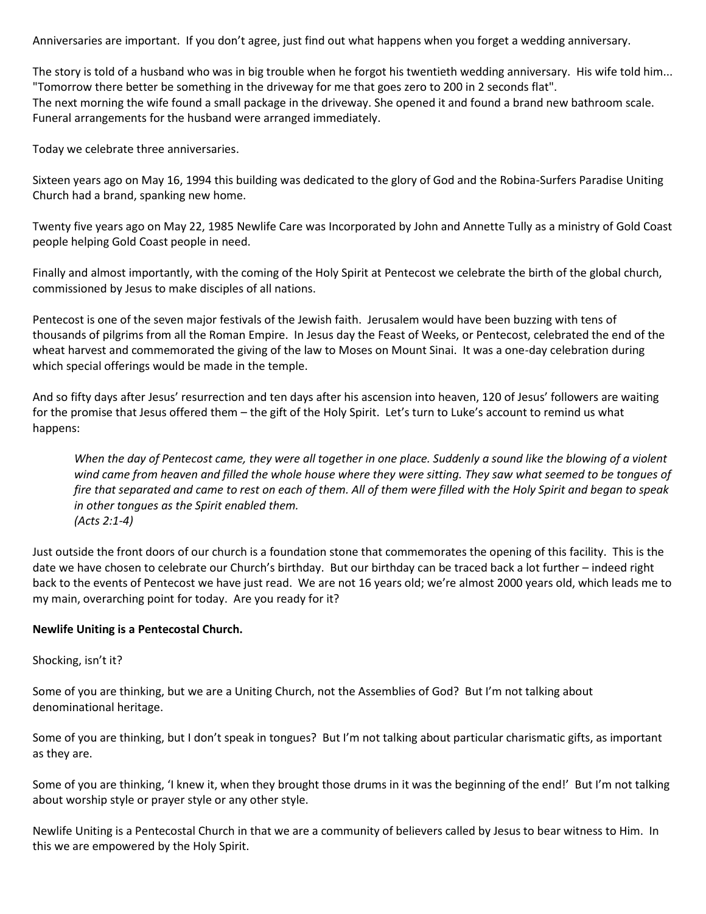Anniversaries are important. If you don't agree, just find out what happens when you forget a wedding anniversary.

The story is told of a husband who was in big trouble when he forgot his twentieth wedding anniversary. His wife told him... "Tomorrow there better be something in the driveway for me that goes zero to 200 in 2 seconds flat".
The next morning the wife found a small package in the driveway. She opened it and found a brand new bathroom scale. Funeral arrangements for the husband were arranged immediately.

Today we celebrate three anniversaries.

Sixteen years ago on May 16, 1994 this building was dedicated to the glory of God and the Robina-Surfers Paradise Uniting Church had a brand, spanking new home.

Twenty five years ago on May 22, 1985 Newlife Care was Incorporated by John and Annette Tully as a ministry of Gold Coast people helping Gold Coast people in need.

Finally and almost importantly, with the coming of the Holy Spirit at Pentecost we celebrate the birth of the global church, commissioned by Jesus to make disciples of all nations.

Pentecost is one of the seven major festivals of the Jewish faith. Jerusalem would have been buzzing with tens of thousands of pilgrims from all the Roman Empire. In Jesus day the Feast of Weeks, or Pentecost, celebrated the end of the wheat harvest and commemorated the giving of the law to Moses on Mount Sinai. It was a one-day celebration during which special offerings would be made in the temple.

And so fifty days after Jesus' resurrection and ten days after his ascension into heaven, 120 of Jesus' followers are waiting for the promise that Jesus offered them – the gift of the Holy Spirit. Let's turn to Luke's account to remind us what happens:

> *When the day of Pentecost came, they were all together in one place. Suddenly a sound like the blowing of a violent wind came from heaven and filled the whole house where they were sitting. They saw what seemed to be tongues of fire that separated and came to rest on each of them. All of them were filled with the Holy Spirit and began to speak in other tongues as the Spirit enabled them.*
> *(Acts 2:1-4)*

Just outside the front doors of our church is a foundation stone that commemorates the opening of this facility. This is the date we have chosen to celebrate our Church's birthday. But our birthday can be traced back a lot further – indeed right back to the events of Pentecost we have just read. We are not 16 years old; we're almost 2000 years old, which leads me to my main, overarching point for today. Are you ready for it?

**Newlife Uniting is a Pentecostal Church.**

Shocking, isn't it?

Some of you are thinking, but we are a Uniting Church, not the Assemblies of God? But I'm not talking about denominational heritage.

Some of you are thinking, but I don't speak in tongues? But I'm not talking about particular charismatic gifts, as important as they are.

Some of you are thinking, 'I knew it, when they brought those drums in it was the beginning of the end!' But I'm not talking about worship style or prayer style or any other style.

Newlife Uniting is a Pentecostal Church in that we are a community of believers called by Jesus to bear witness to Him. In this we are empowered by the Holy Spirit.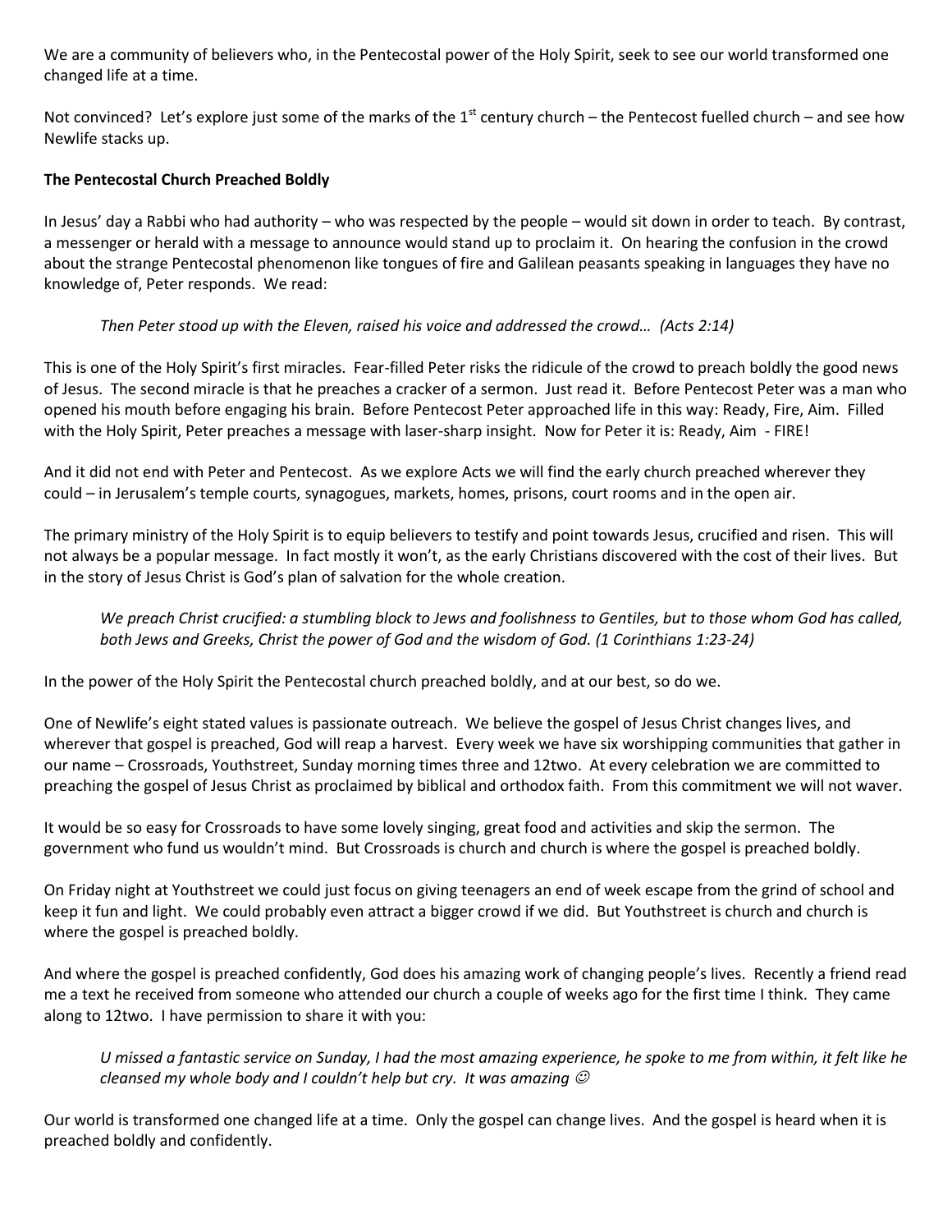We are a community of believers who, in the Pentecostal power of the Holy Spirit, seek to see our world transformed one changed life at a time.

Not convinced? Let's explore just some of the marks of the 1st century church – the Pentecost fuelled church – and see how Newlife stacks up.

**The Pentecostal Church Preached Boldly**

In Jesus' day a Rabbi who had authority – who was respected by the people – would sit down in order to teach. By contrast, a messenger or herald with a message to announce would stand up to proclaim it. On hearing the confusion in the crowd about the strange Pentecostal phenomenon like tongues of fire and Galilean peasants speaking in languages they have no knowledge of, Peter responds. We read:

> *Then Peter stood up with the Eleven, raised his voice and addressed the crowd… (Acts 2:14)*

This is one of the Holy Spirit's first miracles. Fear-filled Peter risks the ridicule of the crowd to preach boldly the good news of Jesus. The second miracle is that he preaches a cracker of a sermon. Just read it. Before Pentecost Peter was a man who opened his mouth before engaging his brain. Before Pentecost Peter approached life in this way: Ready, Fire, Aim. Filled with the Holy Spirit, Peter preaches a message with laser-sharp insight. Now for Peter it is: Ready, Aim - FIRE!

And it did not end with Peter and Pentecost. As we explore Acts we will find the early church preached wherever they could – in Jerusalem's temple courts, synagogues, markets, homes, prisons, court rooms and in the open air.

The primary ministry of the Holy Spirit is to equip believers to testify and point towards Jesus, crucified and risen. This will not always be a popular message. In fact mostly it won't, as the early Christians discovered with the cost of their lives. But in the story of Jesus Christ is God's plan of salvation for the whole creation.

> *We preach Christ crucified: a stumbling block to Jews and foolishness to Gentiles, but to those whom God has called, both Jews and Greeks, Christ the power of God and the wisdom of God. (1 Corinthians 1:23-24)*

In the power of the Holy Spirit the Pentecostal church preached boldly, and at our best, so do we.

One of Newlife's eight stated values is passionate outreach. We believe the gospel of Jesus Christ changes lives, and wherever that gospel is preached, God will reap a harvest. Every week we have six worshipping communities that gather in our name – Crossroads, Youthstreet, Sunday morning times three and 12two. At every celebration we are committed to preaching the gospel of Jesus Christ as proclaimed by biblical and orthodox faith. From this commitment we will not waver.

It would be so easy for Crossroads to have some lovely singing, great food and activities and skip the sermon. The government who fund us wouldn't mind. But Crossroads is church and church is where the gospel is preached boldly.

On Friday night at Youthstreet we could just focus on giving teenagers an end of week escape from the grind of school and keep it fun and light. We could probably even attract a bigger crowd if we did. But Youthstreet is church and church is where the gospel is preached boldly.

And where the gospel is preached confidently, God does his amazing work of changing people's lives. Recently a friend read me a text he received from someone who attended our church a couple of weeks ago for the first time I think. They came along to 12two. I have permission to share it with you:

> *U missed a fantastic service on Sunday, I had the most amazing experience, he spoke to me from within, it felt like he cleansed my whole body and I couldn't help but cry. It was amazing ☺*

Our world is transformed one changed life at a time. Only the gospel can change lives. And the gospel is heard when it is preached boldly and confidently.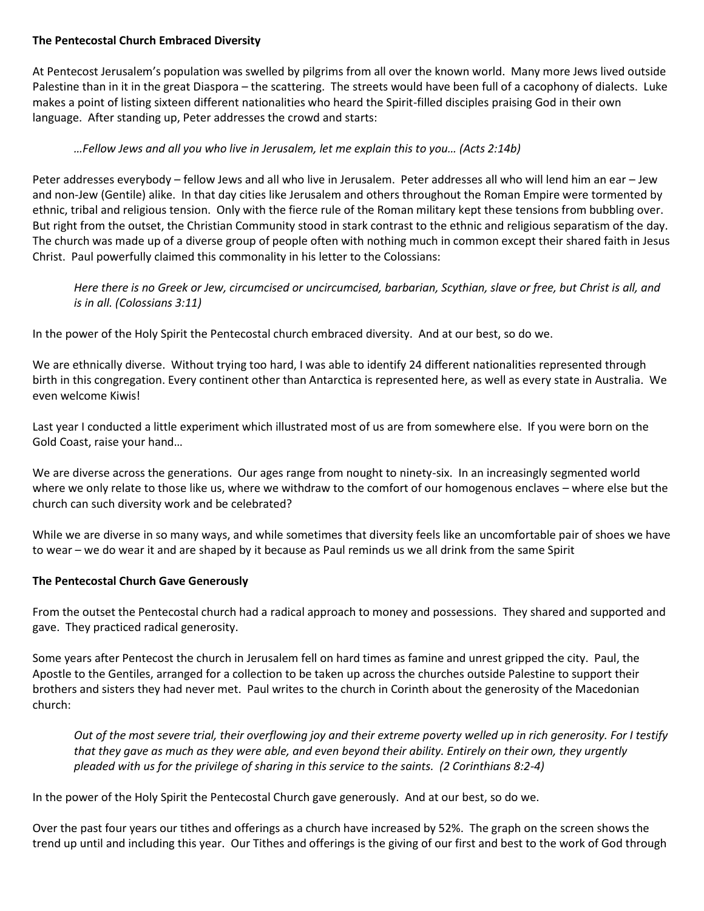**The Pentecostal Church Embraced Diversity**

At Pentecost Jerusalem's population was swelled by pilgrims from all over the known world. Many more Jews lived outside Palestine than in it in the great Diaspora – the scattering. The streets would have been full of a cacophony of dialects. Luke makes a point of listing sixteen different nationalities who heard the Spirit-filled disciples praising God in their own language. After standing up, Peter addresses the crowd and starts:

> *…Fellow Jews and all you who live in Jerusalem, let me explain this to you… (Acts 2:14b)*

Peter addresses everybody – fellow Jews and all who live in Jerusalem. Peter addresses all who will lend him an ear – Jew and non-Jew (Gentile) alike. In that day cities like Jerusalem and others throughout the Roman Empire were tormented by ethnic, tribal and religious tension. Only with the fierce rule of the Roman military kept these tensions from bubbling over. But right from the outset, the Christian Community stood in stark contrast to the ethnic and religious separatism of the day. The church was made up of a diverse group of people often with nothing much in common except their shared faith in Jesus Christ. Paul powerfully claimed this commonality in his letter to the Colossians:

> *Here there is no Greek or Jew, circumcised or uncircumcised, barbarian, Scythian, slave or free, but Christ is all, and is in all. (Colossians 3:11)*

In the power of the Holy Spirit the Pentecostal church embraced diversity. And at our best, so do we.

We are ethnically diverse. Without trying too hard, I was able to identify 24 different nationalities represented through birth in this congregation. Every continent other than Antarctica is represented here, as well as every state in Australia. We even welcome Kiwis!

Last year I conducted a little experiment which illustrated most of us are from somewhere else. If you were born on the Gold Coast, raise your hand…

We are diverse across the generations. Our ages range from nought to ninety-six. In an increasingly segmented world where we only relate to those like us, where we withdraw to the comfort of our homogenous enclaves – where else but the church can such diversity work and be celebrated?

While we are diverse in so many ways, and while sometimes that diversity feels like an uncomfortable pair of shoes we have to wear – we do wear it and are shaped by it because as Paul reminds us we all drink from the same Spirit

**The Pentecostal Church Gave Generously**

From the outset the Pentecostal church had a radical approach to money and possessions. They shared and supported and gave. They practiced radical generosity.

Some years after Pentecost the church in Jerusalem fell on hard times as famine and unrest gripped the city. Paul, the Apostle to the Gentiles, arranged for a collection to be taken up across the churches outside Palestine to support their brothers and sisters they had never met. Paul writes to the church in Corinth about the generosity of the Macedonian church:

> *Out of the most severe trial, their overflowing joy and their extreme poverty welled up in rich generosity. For I testify that they gave as much as they were able, and even beyond their ability. Entirely on their own, they urgently pleaded with us for the privilege of sharing in this service to the saints. (2 Corinthians 8:2-4)*

In the power of the Holy Spirit the Pentecostal Church gave generously. And at our best, so do we.

Over the past four years our tithes and offerings as a church have increased by 52%. The graph on the screen shows the trend up until and including this year. Our Tithes and offerings is the giving of our first and best to the work of God through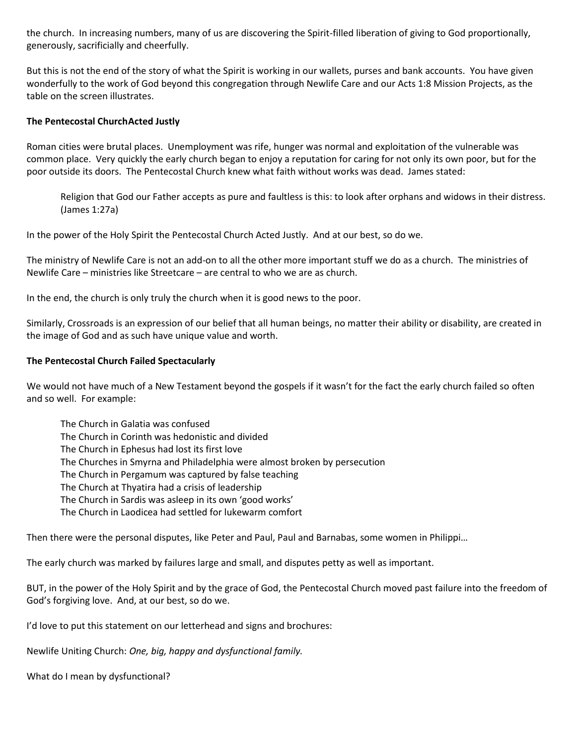the church. In increasing numbers, many of us are discovering the Spirit-filled liberation of giving to God proportionally, generously, sacrificially and cheerfully.

But this is not the end of the story of what the Spirit is working in our wallets, purses and bank accounts. You have given wonderfully to the work of God beyond this congregation through Newlife Care and our Acts 1:8 Mission Projects, as the table on the screen illustrates.

**The Pentecostal ChurchActed Justly**

Roman cities were brutal places. Unemployment was rife, hunger was normal and exploitation of the vulnerable was common place. Very quickly the early church began to enjoy a reputation for caring for not only its own poor, but for the poor outside its doors. The Pentecostal Church knew what faith without works was dead. James stated:

> Religion that God our Father accepts as pure and faultless is this: to look after orphans and widows in their distress. (James 1:27a)

In the power of the Holy Spirit the Pentecostal Church Acted Justly. And at our best, so do we.

The ministry of Newlife Care is not an add-on to all the other more important stuff we do as a church. The ministries of Newlife Care – ministries like Streetcare – are central to who we are as church.

In the end, the church is only truly the church when it is good news to the poor.

Similarly, Crossroads is an expression of our belief that all human beings, no matter their ability or disability, are created in the image of God and as such have unique value and worth.

**The Pentecostal Church Failed Spectacularly**

We would not have much of a New Testament beyond the gospels if it wasn't for the fact the early church failed so often and so well. For example:

> The Church in Galatia was confused
> The Church in Corinth was hedonistic and divided
> The Church in Ephesus had lost its first love
> The Churches in Smyrna and Philadelphia were almost broken by persecution
> The Church in Pergamum was captured by false teaching
> The Church at Thyatira had a crisis of leadership
> The Church in Sardis was asleep in its own 'good works'
> The Church in Laodicea had settled for lukewarm comfort

Then there were the personal disputes, like Peter and Paul, Paul and Barnabas, some women in Philippi…

The early church was marked by failures large and small, and disputes petty as well as important.

BUT, in the power of the Holy Spirit and by the grace of God, the Pentecostal Church moved past failure into the freedom of God's forgiving love. And, at our best, so do we.

I'd love to put this statement on our letterhead and signs and brochures:

Newlife Uniting Church: *One, big, happy and dysfunctional family.*

What do I mean by dysfunctional?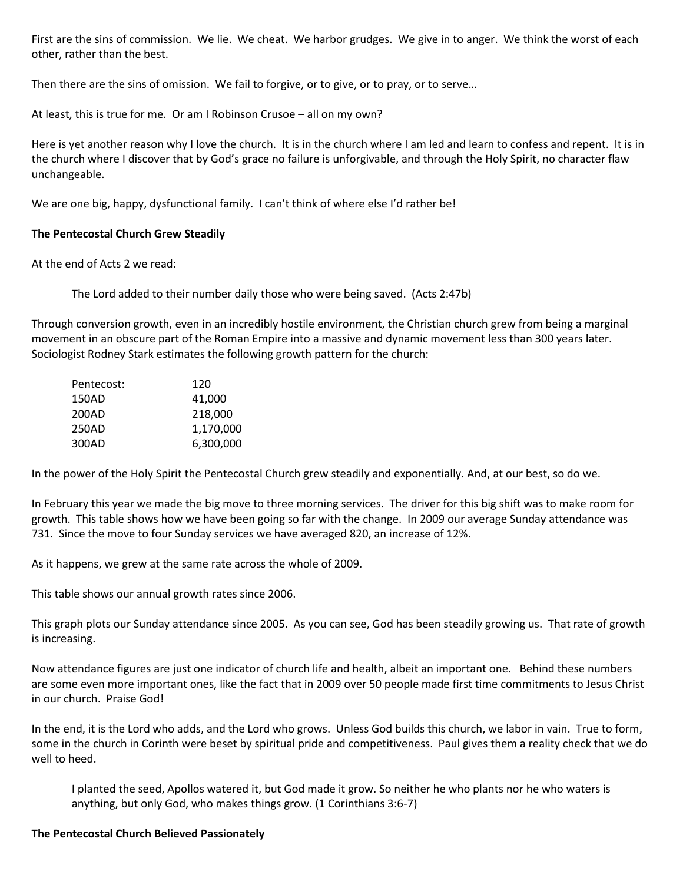First are the sins of commission. We lie. We cheat. We harbor grudges. We give in to anger. We think the worst of each other, rather than the best.

Then there are the sins of omission. We fail to forgive, or to give, or to pray, or to serve…

At least, this is true for me. Or am I Robinson Crusoe – all on my own?

Here is yet another reason why I love the church. It is in the church where I am led and learn to confess and repent. It is in the church where I discover that by God's grace no failure is unforgivable, and through the Holy Spirit, no character flaw unchangeable.

We are one big, happy, dysfunctional family. I can't think of where else I'd rather be!

**The Pentecostal Church Grew Steadily**

At the end of Acts 2 we read:

> The Lord added to their number daily those who were being saved. (Acts 2:47b)

Through conversion growth, even in an incredibly hostile environment, the Christian church grew from being a marginal movement in an obscure part of the Roman Empire into a massive and dynamic movement less than 300 years later. Sociologist Rodney Stark estimates the following growth pattern for the church:

| | |
|---|---|
| Pentecost: | 120 |
| 150AD | 41,000 |
| 200AD | 218,000 |
| 250AD | 1,170,000 |
| 300AD | 6,300,000 |

In the power of the Holy Spirit the Pentecostal Church grew steadily and exponentially. And, at our best, so do we.

In February this year we made the big move to three morning services. The driver for this big shift was to make room for growth. This table shows how we have been going so far with the change. In 2009 our average Sunday attendance was 731. Since the move to four Sunday services we have averaged 820, an increase of 12%.

As it happens, we grew at the same rate across the whole of 2009.

This table shows our annual growth rates since 2006.

This graph plots our Sunday attendance since 2005. As you can see, God has been steadily growing us. That rate of growth is increasing.

Now attendance figures are just one indicator of church life and health, albeit an important one. Behind these numbers are some even more important ones, like the fact that in 2009 over 50 people made first time commitments to Jesus Christ in our church. Praise God!

In the end, it is the Lord who adds, and the Lord who grows. Unless God builds this church, we labor in vain. True to form, some in the church in Corinth were beset by spiritual pride and competitiveness. Paul gives them a reality check that we do well to heed.

> I planted the seed, Apollos watered it, but God made it grow. So neither he who plants nor he who waters is anything, but only God, who makes things grow. (1 Corinthians 3:6-7)

**The Pentecostal Church Believed Passionately**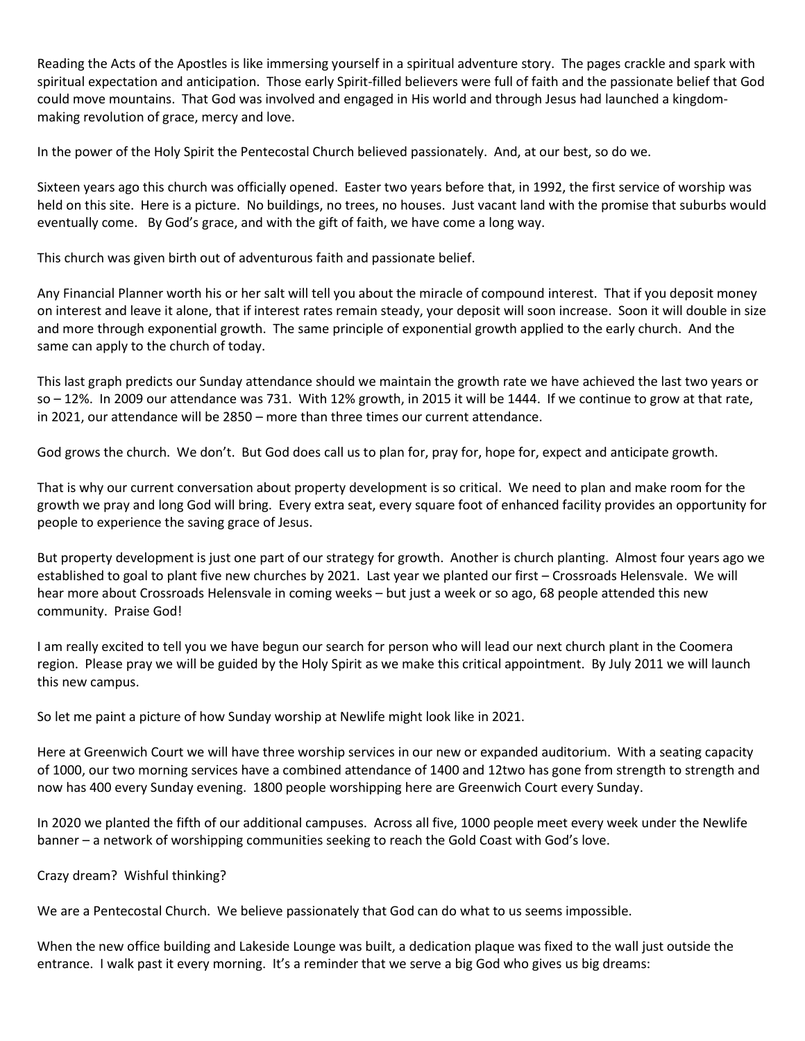Reading the Acts of the Apostles is like immersing yourself in a spiritual adventure story. The pages crackle and spark with spiritual expectation and anticipation. Those early Spirit-filled believers were full of faith and the passionate belief that God could move mountains. That God was involved and engaged in His world and through Jesus had launched a kingdom-making revolution of grace, mercy and love.

In the power of the Holy Spirit the Pentecostal Church believed passionately. And, at our best, so do we.

Sixteen years ago this church was officially opened. Easter two years before that, in 1992, the first service of worship was held on this site. Here is a picture. No buildings, no trees, no houses. Just vacant land with the promise that suburbs would eventually come. By God's grace, and with the gift of faith, we have come a long way.

This church was given birth out of adventurous faith and passionate belief.

Any Financial Planner worth his or her salt will tell you about the miracle of compound interest. That if you deposit money on interest and leave it alone, that if interest rates remain steady, your deposit will soon increase. Soon it will double in size and more through exponential growth. The same principle of exponential growth applied to the early church. And the same can apply to the church of today.

This last graph predicts our Sunday attendance should we maintain the growth rate we have achieved the last two years or so – 12%. In 2009 our attendance was 731. With 12% growth, in 2015 it will be 1444. If we continue to grow at that rate, in 2021, our attendance will be 2850 – more than three times our current attendance.

God grows the church. We don't. But God does call us to plan for, pray for, hope for, expect and anticipate growth.

That is why our current conversation about property development is so critical. We need to plan and make room for the growth we pray and long God will bring. Every extra seat, every square foot of enhanced facility provides an opportunity for people to experience the saving grace of Jesus.

But property development is just one part of our strategy for growth. Another is church planting. Almost four years ago we established to goal to plant five new churches by 2021. Last year we planted our first – Crossroads Helensvale. We will hear more about Crossroads Helensvale in coming weeks – but just a week or so ago, 68 people attended this new community. Praise God!

I am really excited to tell you we have begun our search for person who will lead our next church plant in the Coomera region. Please pray we will be guided by the Holy Spirit as we make this critical appointment. By July 2011 we will launch this new campus.

So let me paint a picture of how Sunday worship at Newlife might look like in 2021.

Here at Greenwich Court we will have three worship services in our new or expanded auditorium. With a seating capacity of 1000, our two morning services have a combined attendance of 1400 and 12two has gone from strength to strength and now has 400 every Sunday evening. 1800 people worshipping here are Greenwich Court every Sunday.

In 2020 we planted the fifth of our additional campuses. Across all five, 1000 people meet every week under the Newlife banner – a network of worshipping communities seeking to reach the Gold Coast with God's love.

Crazy dream? Wishful thinking?

We are a Pentecostal Church. We believe passionately that God can do what to us seems impossible.

When the new office building and Lakeside Lounge was built, a dedication plaque was fixed to the wall just outside the entrance. I walk past it every morning. It's a reminder that we serve a big God who gives us big dreams: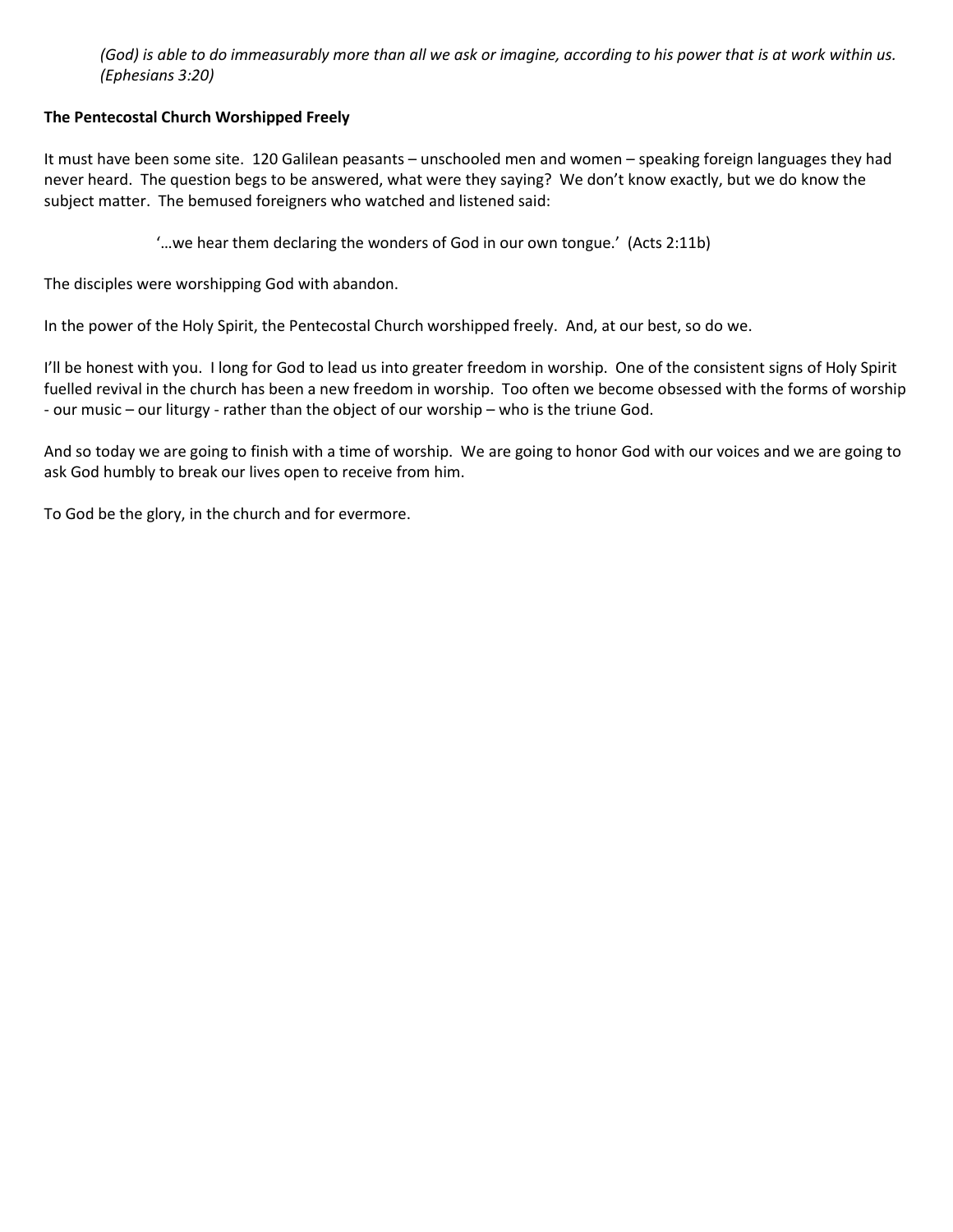*(God) is able to do immeasurably more than all we ask or imagine, according to his power that is at work within us. (Ephesians 3:20)*

**The Pentecostal Church Worshipped Freely**

It must have been some site. 120 Galilean peasants – unschooled men and women – speaking foreign languages they had never heard. The question begs to be answered, what were they saying? We don't know exactly, but we do know the subject matter. The bemused foreigners who watched and listened said:

> '…we hear them declaring the wonders of God in our own tongue.' (Acts 2:11b)

The disciples were worshipping God with abandon.

In the power of the Holy Spirit, the Pentecostal Church worshipped freely. And, at our best, so do we.

I'll be honest with you. I long for God to lead us into greater freedom in worship. One of the consistent signs of Holy Spirit fuelled revival in the church has been a new freedom in worship. Too often we become obsessed with the forms of worship - our music – our liturgy - rather than the object of our worship – who is the triune God.

And so today we are going to finish with a time of worship. We are going to honor God with our voices and we are going to ask God humbly to break our lives open to receive from him.

To God be the glory, in the church and for evermore.